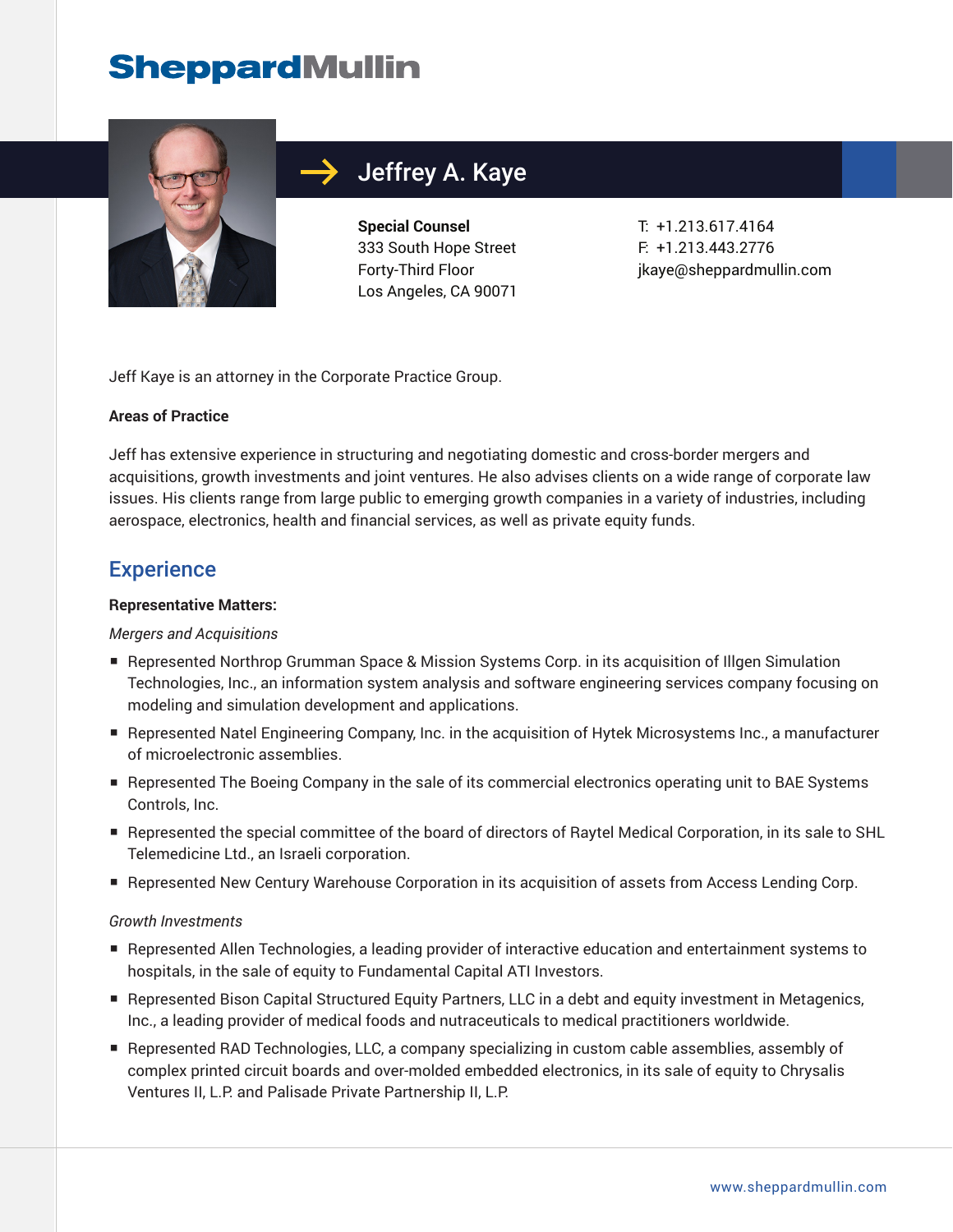# SheppardMullin

## Jeffrey A. Kaye

**Special Counsel**
333 South Hope Street
Forty-Third Floor
Los Angeles, CA 90071

T: +1.213.617.4164
F: +1.213.443.2776
jkaye@sheppardmullin.com

Jeff Kaye is an attorney in the Corporate Practice Group.

**Areas of Practice**

Jeff has extensive experience in structuring and negotiating domestic and cross-border mergers and acquisitions, growth investments and joint ventures. He also advises clients on a wide range of corporate law issues. His clients range from large public to emerging growth companies in a variety of industries, including aerospace, electronics, health and financial services, as well as private equity funds.

## Experience

**Representative Matters:**

*Mergers and Acquisitions*

- Represented Northrop Grumman Space & Mission Systems Corp. in its acquisition of Illgen Simulation Technologies, Inc., an information system analysis and software engineering services company focusing on modeling and simulation development and applications.
- Represented Natel Engineering Company, Inc. in the acquisition of Hytek Microsystems Inc., a manufacturer of microelectronic assemblies.
- Represented The Boeing Company in the sale of its commercial electronics operating unit to BAE Systems Controls, Inc.
- Represented the special committee of the board of directors of Raytel Medical Corporation, in its sale to SHL Telemedicine Ltd., an Israeli corporation.
- Represented New Century Warehouse Corporation in its acquisition of assets from Access Lending Corp.

*Growth Investments*

- Represented Allen Technologies, a leading provider of interactive education and entertainment systems to hospitals, in the sale of equity to Fundamental Capital ATI Investors.
- Represented Bison Capital Structured Equity Partners, LLC in a debt and equity investment in Metagenics, Inc., a leading provider of medical foods and nutraceuticals to medical practitioners worldwide.
- Represented RAD Technologies, LLC, a company specializing in custom cable assemblies, assembly of complex printed circuit boards and over-molded embedded electronics, in its sale of equity to Chrysalis Ventures II, L.P. and Palisade Private Partnership II, L.P.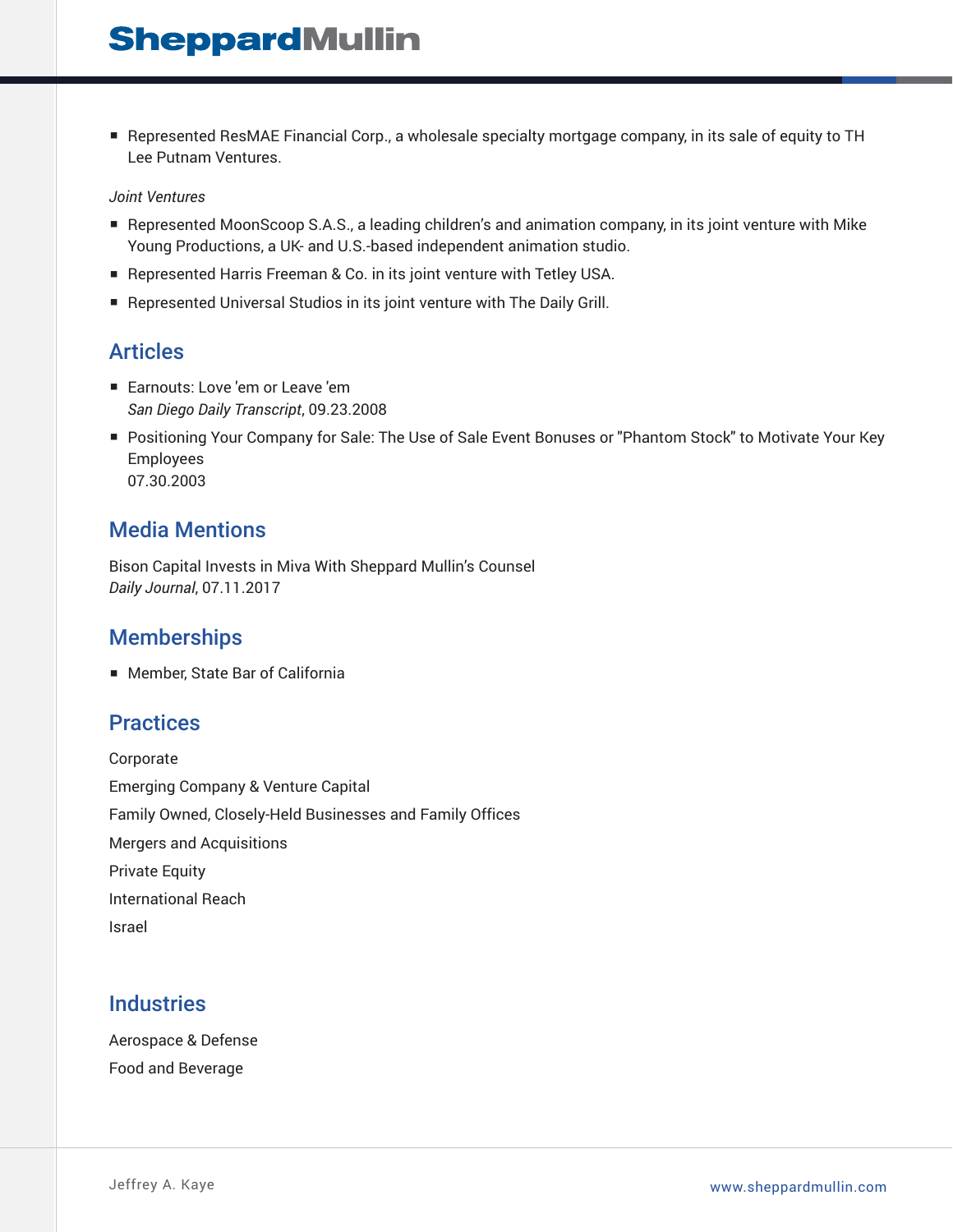- Represented ResMAE Financial Corp., a wholesale specialty mortgage company, in its sale of equity to TH Lee Putnam Ventures.

*Joint Ventures*

- Represented MoonScoop S.A.S., a leading children's and animation company, in its joint venture with Mike Young Productions, a UK- and U.S.-based independent animation studio.
- Represented Harris Freeman & Co. in its joint venture with Tetley USA.
- Represented Universal Studios in its joint venture with The Daily Grill.

## Articles

- Earnouts: Love 'em or Leave 'em
  *San Diego Daily Transcript*, 09.23.2008
- Positioning Your Company for Sale: The Use of Sale Event Bonuses or "Phantom Stock" to Motivate Your Key Employees
  07.30.2003

## Media Mentions

Bison Capital Invests in Miva With Sheppard Mullin's Counsel
*Daily Journal*, 07.11.2017

## Memberships

- Member, State Bar of California

## Practices

Corporate

Emerging Company & Venture Capital

Family Owned, Closely-Held Businesses and Family Offices

Mergers and Acquisitions

Private Equity

International Reach

Israel

## Industries

Aerospace & Defense

Food and Beverage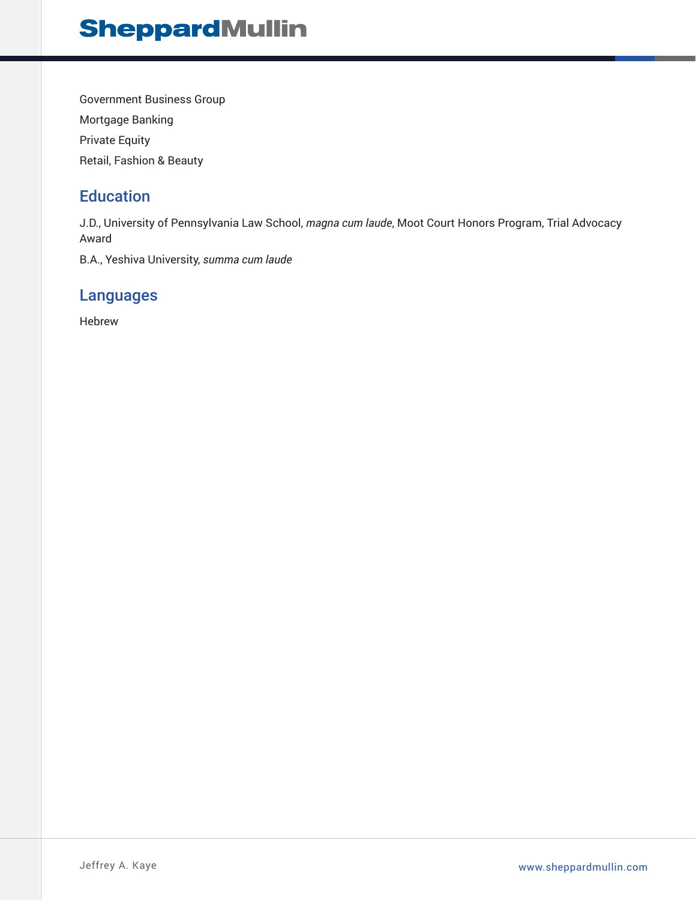Government Business Group

Mortgage Banking

Private Equity

Retail, Fashion & Beauty

## Education

J.D., University of Pennsylvania Law School, *magna cum laude*, Moot Court Honors Program, Trial Advocacy Award

B.A., Yeshiva University, *summa cum laude*

## Languages

Hebrew